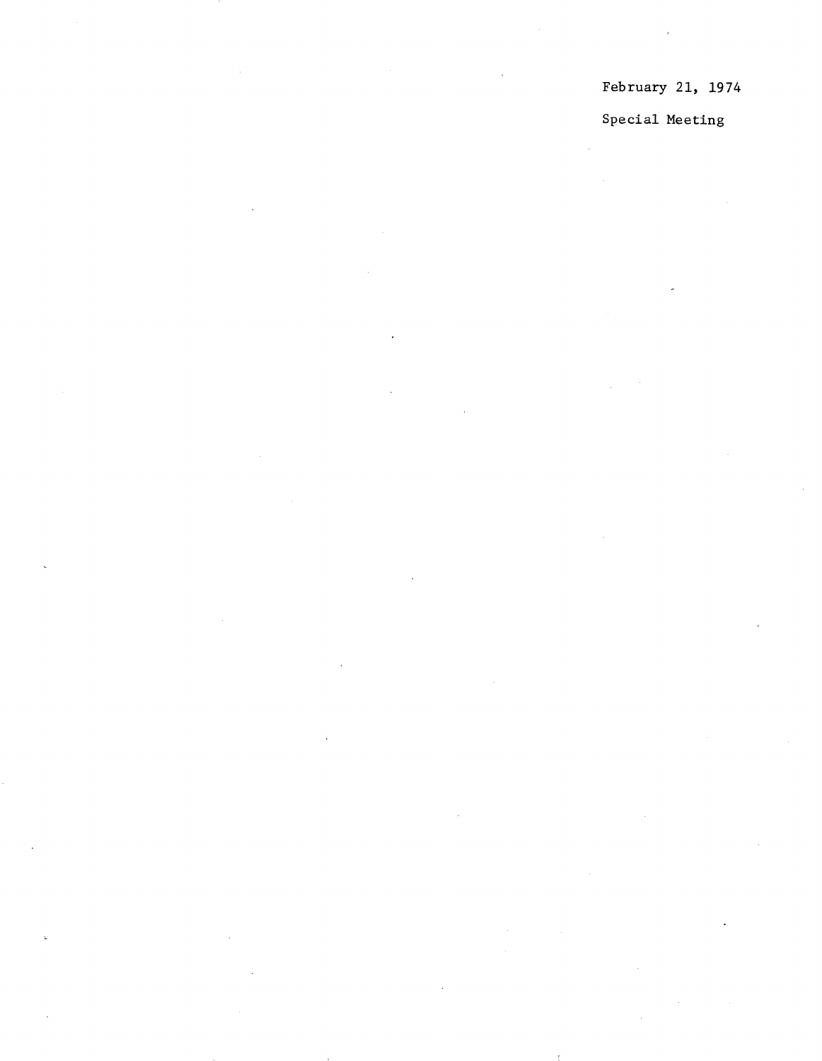February 21, 1974

Special Meeting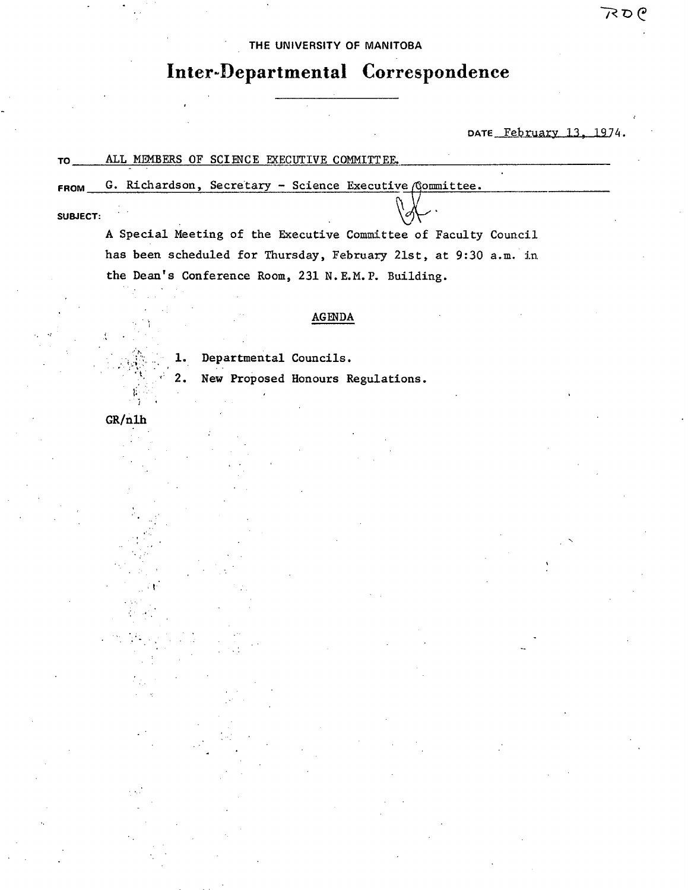RDC

THE UNIVERSITY OF MANITOBA

# Inter-Departmental Correspondence

DATE February 13, 1974.

TO ALL MEMBERS OF SCIENCE EXECUTIVE COMMITTEE.

FROM G. Richardson, Secretary - Science Executive Committee.

SUBJECT:

A Special Meeting of the Executive Committee of Faculty Council has been scheduled for Thursday, February 21st, at 9:30 a.m. in the Dean's Conference Room, 231 N.E.M.P. Building.

## AGENDA

1. Departmental Councils.
2. New Proposed Honours Regulations.

GR/nlh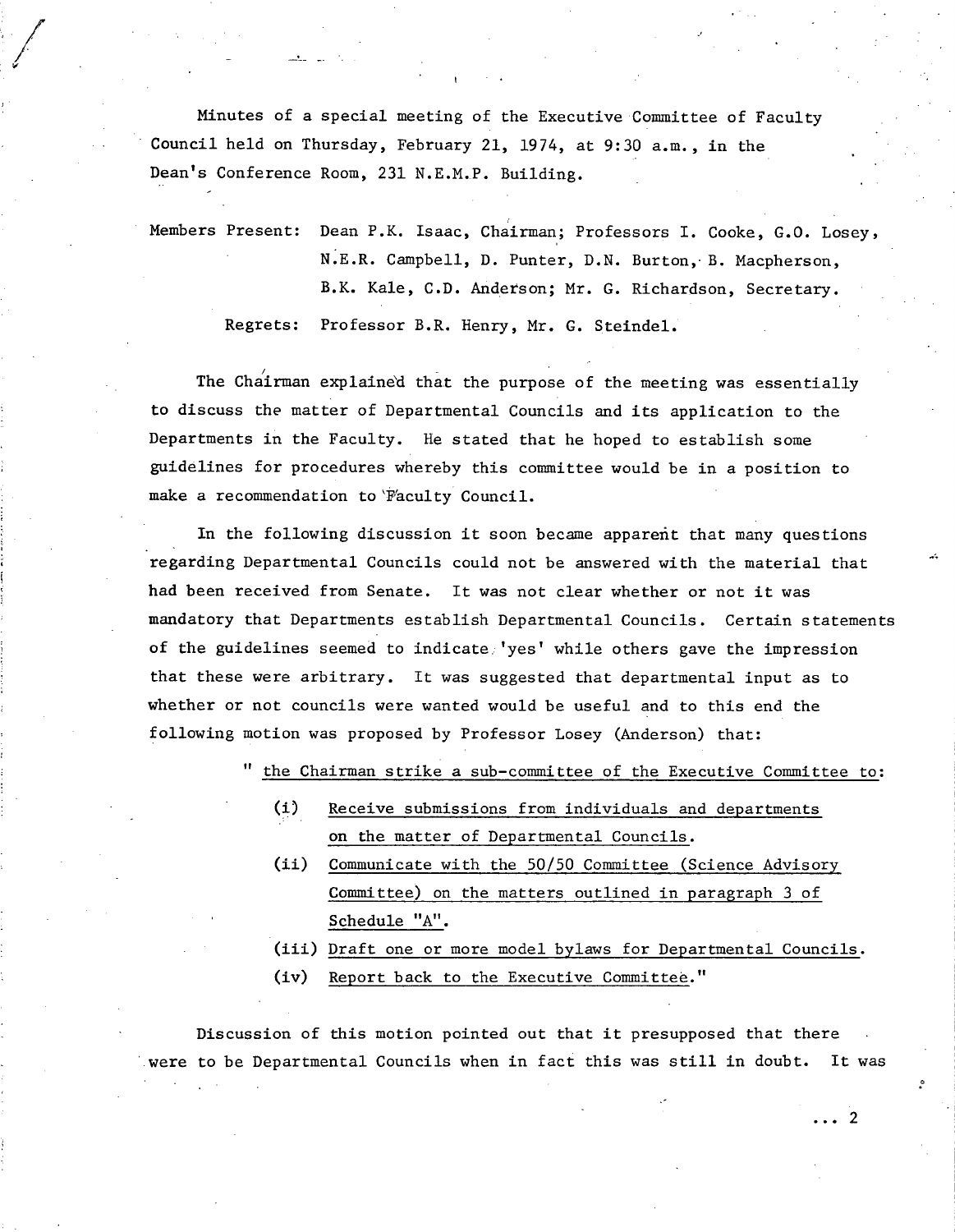Minutes of a special meeting of the Executive Committee of Faculty Council held on Thursday, February 21, 1974, at 9:30 a.m., in the Dean's Conference Room, 231 N.E.M.P. Building.

Members Present: Dean P.K. Isaac, Chairman; Professors I. Cooke, G.O. Losey, N.E.R. Campbell, D. Punter, D.N. Burton, B. Macpherson, B.K. Kale, C.D. Anderson; Mr. G. Richardson, Secretary.

Regrets: Professor B.R. Henry, Mr. G. Steindel.

The Chairman explained that the purpose of the meeting was essentially to discuss the matter of Departmental Councils and its application to the Departments in the Faculty. He stated that he hoped to establish some guidelines for procedures whereby this committee would be in a position to make a recommendation to Faculty Council.

In the following discussion it soon became apparent that many questions regarding Departmental Councils could not be answered with the material that had been received from Senate. It was not clear whether or not it was mandatory that Departments establish Departmental Councils. Certain statements of the guidelines seemed to indicate 'yes' while others gave the impression that these were arbitrary. It was suggested that departmental input as to whether or not councils were wanted would be useful and to this end the following motion was proposed by Professor Losey (Anderson) that:

" the Chairman strike a sub-committee of the Executive Committee to:

(i) Receive submissions from individuals and departments on the matter of Departmental Councils.

(ii) Communicate with the 50/50 Committee (Science Advisory Committee) on the matters outlined in paragraph 3 of Schedule "A".

(iii) Draft one or more model bylaws for Departmental Councils.

(iv) Report back to the Executive Committee."

Discussion of this motion pointed out that it presupposed that there were to be Departmental Councils when in fact this was still in doubt. It was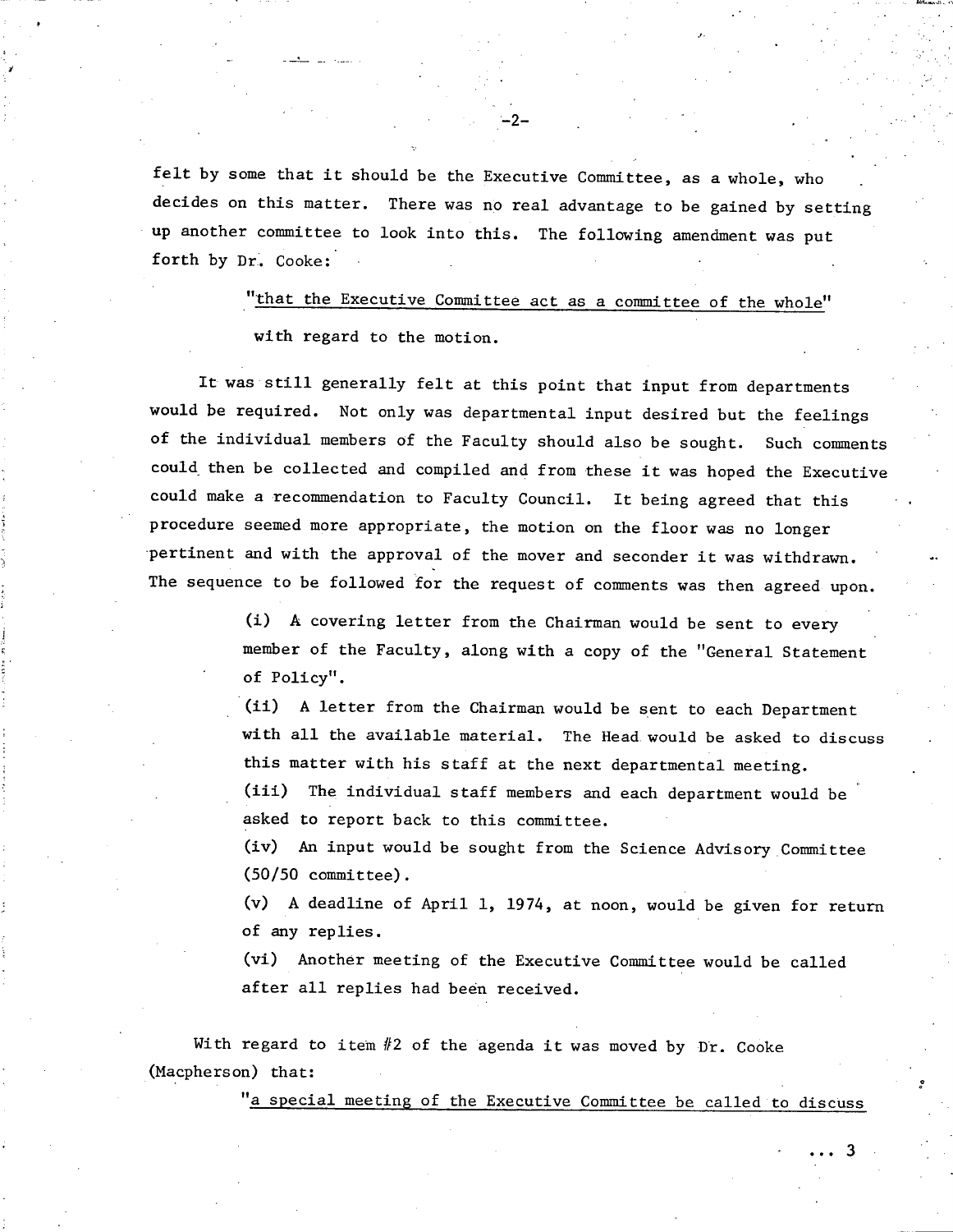felt by some that it should be the Executive Committee, as a whole, who decides on this matter. There was no real advantage to be gained by setting up another committee to look into this. The following amendment was put forth by Dr. Cooke:

> "that the Executive Committee act as a committee of the whole" with regard to the motion.

It was still generally felt at this point that input from departments would be required. Not only was departmental input desired but the feelings of the individual members of the Faculty should also be sought. Such comments could then be collected and compiled and from these it was hoped the Executive could make a recommendation to Faculty Council. It being agreed that this procedure seemed more appropriate, the motion on the floor was no longer pertinent and with the approval of the mover and seconder it was withdrawn. The sequence to be followed for the request of comments was then agreed upon.

(i) A covering letter from the Chairman would be sent to every member of the Faculty, along with a copy of the "General Statement of Policy".

(ii) A letter from the Chairman would be sent to each Department with all the available material. The Head would be asked to discuss this matter with his staff at the next departmental meeting.

(iii) The individual staff members and each department would be asked to report back to this committee.

(iv) An input would be sought from the Science Advisory Committee (50/50 committee).

(v) A deadline of April 1, 1974, at noon, would be given for return of any replies.

(vi) Another meeting of the Executive Committee would be called after all replies had been received.

With regard to item #2 of the agenda it was moved by Dr. Cooke (Macpherson) that:

> "a special meeting of the Executive Committee be called to discuss

... 3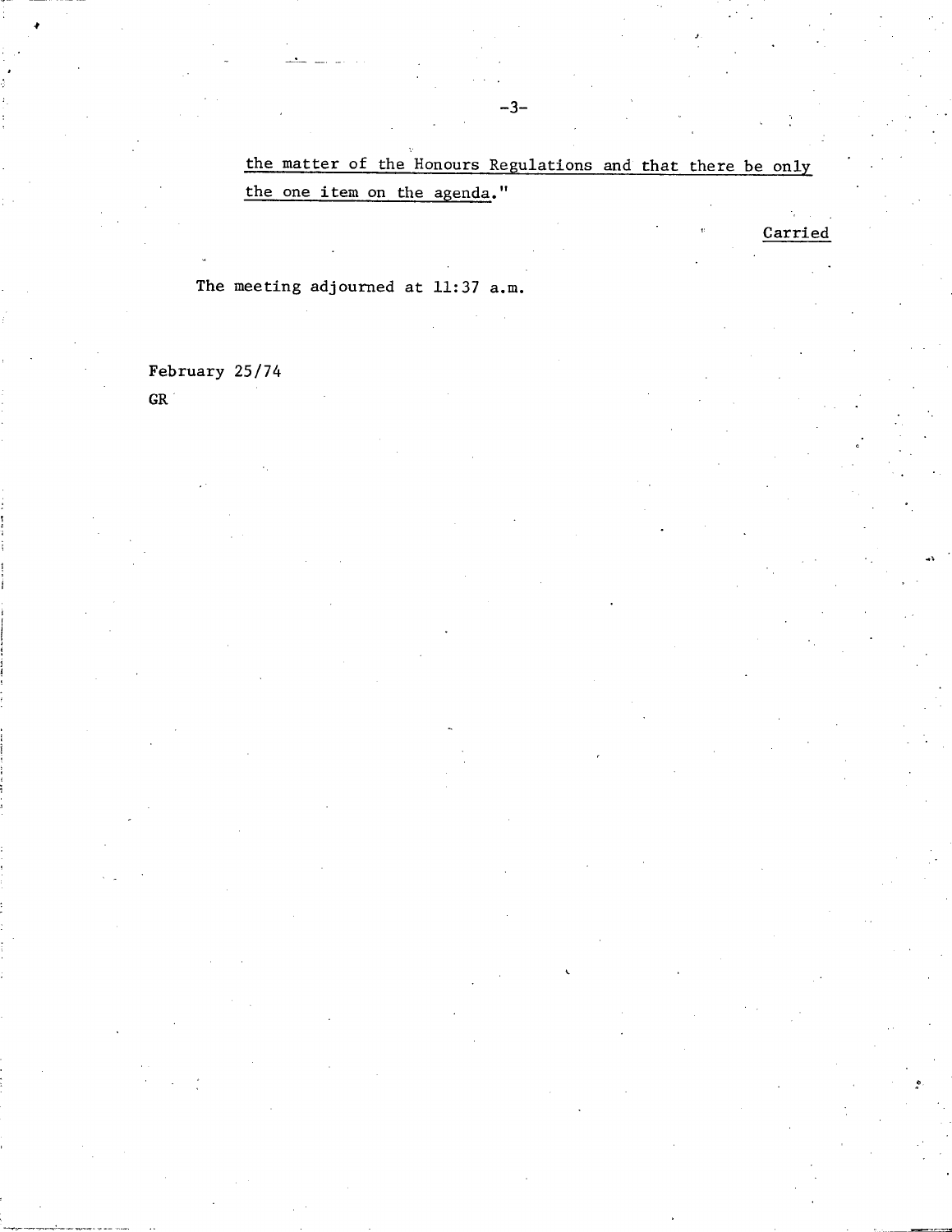the matter of the Honours Regulations and that there be only the one item on the agenda."

Carried

The meeting adjourned at 11:37 a.m.

February 25/74
GR